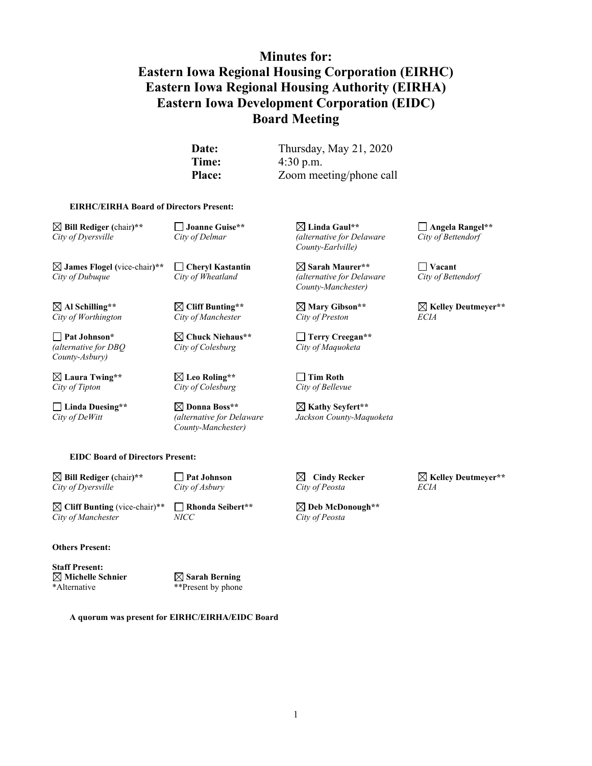# Minutes for:
# Eastern Iowa Regional Housing Corporation (EIRHC)
# Eastern Iowa Regional Housing Authority (EIRHA)
# Eastern Iowa Development Corporation (EIDC)
# Board Meeting

**Date:** Thursday, May 21, 2020
**Time:** 4:30 p.m.
**Place:** Zoom meeting/phone call

**EIRHC/EIRHA Board of Directors Present:**

| | | | |
|---|---|---|---|
| ☒ **Bill Rediger** (chair)** <br> *City of Dyersville* | ☐ **Joanne Guise**** <br> *City of Delmar* | ☒ **Linda Gaul**** <br> *(alternative for Delaware County-Earlville)* | ☐ **Angela Rangel**** <br> *City of Bettendorf* |
| ☒ **James Flogel** (vice-chair)** <br> *City of Dubuque* | ☐ **Cheryl Kastantin** <br> *City of Wheatland* | ☒ **Sarah Maurer**** <br> *(alternative for Delaware County-Manchester)* | ☐ **Vacant** <br> *City of Bettendorf* |
| ☒ **Al Schilling**** <br> *City of Worthington* | ☒ **Cliff Bunting**** <br> *City of Manchester* | ☒ **Mary Gibson**** <br> *City of Preston* | ☒ **Kelley Deutmeyer**** <br> *ECIA* |
| ☐ **Pat Johnson*** <br> *(alternative for DBQ County-Asbury)* | ☒ **Chuck Niehaus**** <br> *City of Colesburg* | ☐ **Terry Creegan**** <br> *City of Maquoketa* | |
| ☒ **Laura Twing**** <br> *City of Tipton* | ☒ **Leo Roling**** <br> *City of Colesburg* | ☐ **Tim Roth** <br> *City of Bellevue* | |
| ☐ **Linda Duesing**** <br> *City of DeWitt* | ☒ **Donna Boss**** <br> *(alternative for Delaware County-Manchester)* | ☒ **Kathy Seyfert**** <br> *Jackson County-Maquoketa* | |

**EIDC Board of Directors Present:**

| | | | |
|---|---|---|---|
| ☒ **Bill Rediger** (chair)** <br> *City of Dyersville* | ☐ **Pat Johnson** <br> *City of Asbury* | ☒ **Cindy Recker** <br> *City of Peosta* | ☒ **Kelley Deutmeyer**** <br> *ECIA* |
| ☒ **Cliff Bunting** (vice-chair)** <br> *City of Manchester* | ☐ **Rhonda Seibert**** <br> *NICC* | ☒ **Deb McDonough**** <br> *City of Peosta* | |

**Others Present:**

**Staff Present:**

| | |
|---|---|
| ☒ **Michelle Schnier** | ☒ **Sarah Berning** |
| *Alternative | **Present by phone |

**A quorum was present for EIRHC/EIRHA/EIDC Board**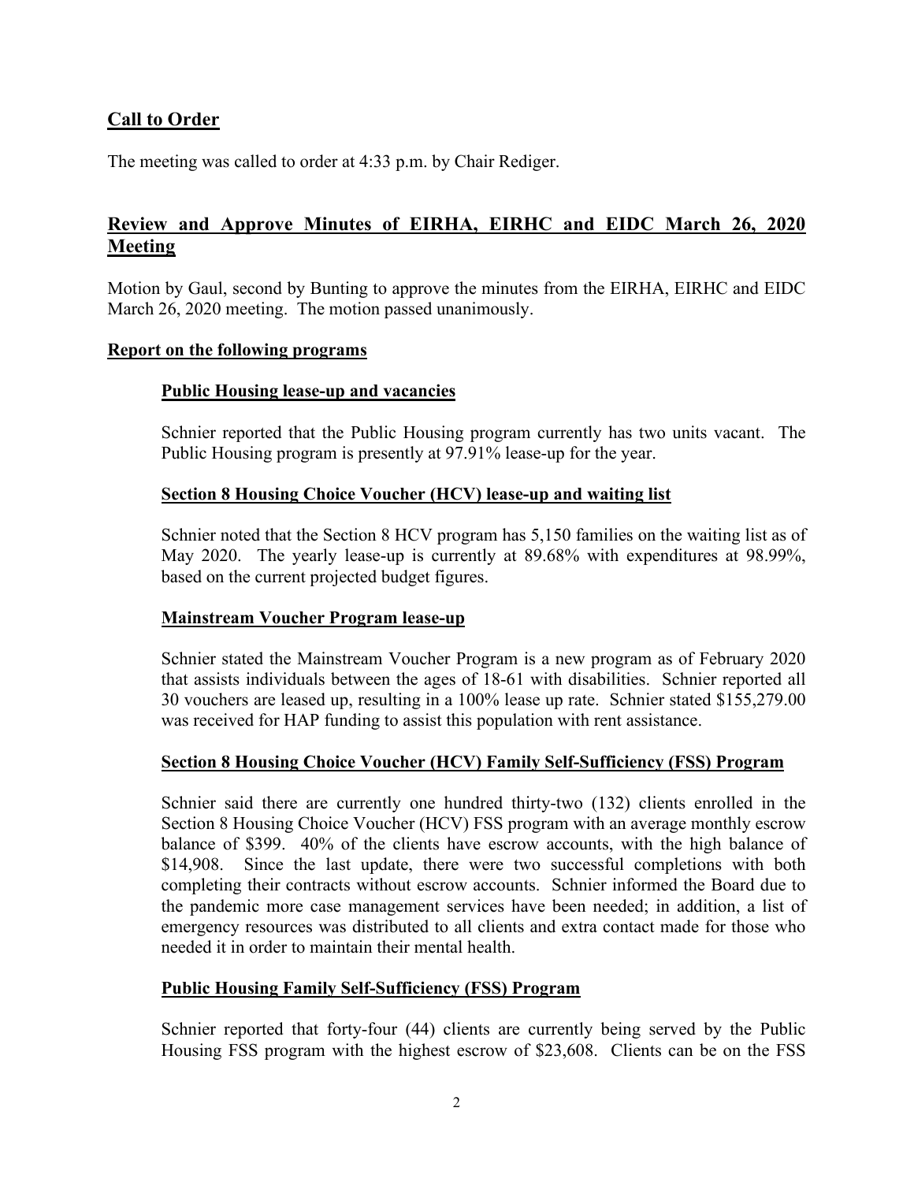## Call to Order

The meeting was called to order at 4:33 p.m. by Chair Rediger.

## Review and Approve Minutes of EIRHA, EIRHC and EIDC March 26, 2020 Meeting

Motion by Gaul, second by Bunting to approve the minutes from the EIRHA, EIRHC and EIDC March 26, 2020 meeting. The motion passed unanimously.

### Report on the following programs

#### Public Housing lease-up and vacancies

Schnier reported that the Public Housing program currently has two units vacant. The Public Housing program is presently at 97.91% lease-up for the year.

#### Section 8 Housing Choice Voucher (HCV) lease-up and waiting list

Schnier noted that the Section 8 HCV program has 5,150 families on the waiting list as of May 2020. The yearly lease-up is currently at 89.68% with expenditures at 98.99%, based on the current projected budget figures.

#### Mainstream Voucher Program lease-up

Schnier stated the Mainstream Voucher Program is a new program as of February 2020 that assists individuals between the ages of 18-61 with disabilities. Schnier reported all 30 vouchers are leased up, resulting in a 100% lease up rate. Schnier stated $155,279.00 was received for HAP funding to assist this population with rent assistance.

#### Section 8 Housing Choice Voucher (HCV) Family Self-Sufficiency (FSS) Program

Schnier said there are currently one hundred thirty-two (132) clients enrolled in the Section 8 Housing Choice Voucher (HCV) FSS program with an average monthly escrow balance of $399. 40% of the clients have escrow accounts, with the high balance of $14,908. Since the last update, there were two successful completions with both completing their contracts without escrow accounts. Schnier informed the Board due to the pandemic more case management services have been needed; in addition, a list of emergency resources was distributed to all clients and extra contact made for those who needed it in order to maintain their mental health.

#### Public Housing Family Self-Sufficiency (FSS) Program

Schnier reported that forty-four (44) clients are currently being served by the Public Housing FSS program with the highest escrow of $23,608. Clients can be on the FSS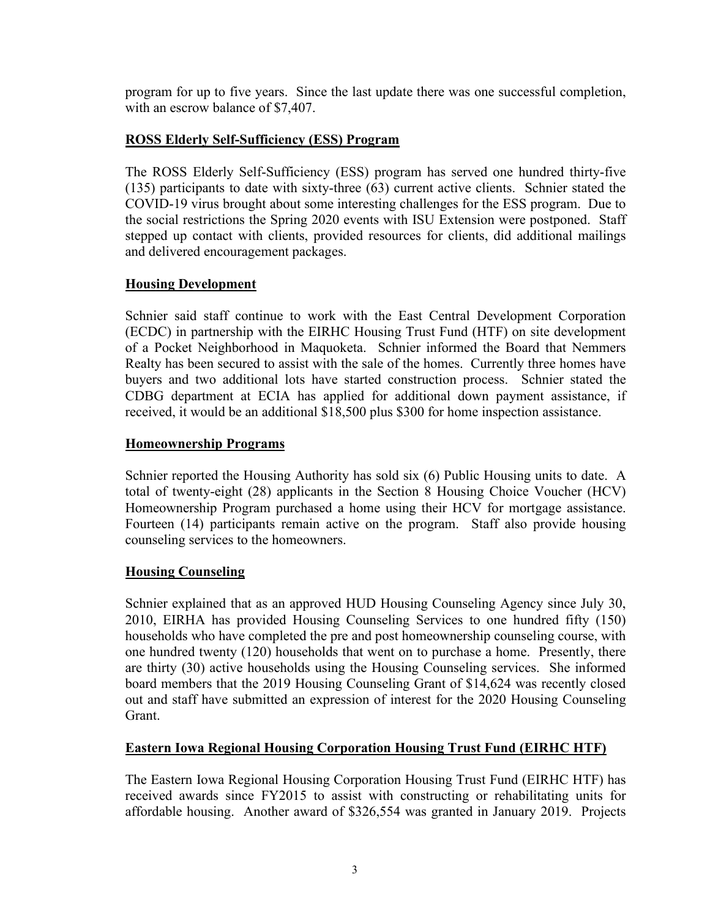program for up to five years. Since the last update there was one successful completion, with an escrow balance of $7,407.

**ROSS Elderly Self-Sufficiency (ESS) Program**

The ROSS Elderly Self-Sufficiency (ESS) program has served one hundred thirty-five (135) participants to date with sixty-three (63) current active clients. Schnier stated the COVID-19 virus brought about some interesting challenges for the ESS program. Due to the social restrictions the Spring 2020 events with ISU Extension were postponed. Staff stepped up contact with clients, provided resources for clients, did additional mailings and delivered encouragement packages.

**Housing Development**

Schnier said staff continue to work with the East Central Development Corporation (ECDC) in partnership with the EIRHC Housing Trust Fund (HTF) on site development of a Pocket Neighborhood in Maquoketa. Schnier informed the Board that Nemmers Realty has been secured to assist with the sale of the homes. Currently three homes have buyers and two additional lots have started construction process. Schnier stated the CDBG department at ECIA has applied for additional down payment assistance, if received, it would be an additional $18,500 plus $300 for home inspection assistance.

**Homeownership Programs**

Schnier reported the Housing Authority has sold six (6) Public Housing units to date. A total of twenty-eight (28) applicants in the Section 8 Housing Choice Voucher (HCV) Homeownership Program purchased a home using their HCV for mortgage assistance. Fourteen (14) participants remain active on the program. Staff also provide housing counseling services to the homeowners.

**Housing Counseling**

Schnier explained that as an approved HUD Housing Counseling Agency since July 30, 2010, EIRHA has provided Housing Counseling Services to one hundred fifty (150) households who have completed the pre and post homeownership counseling course, with one hundred twenty (120) households that went on to purchase a home. Presently, there are thirty (30) active households using the Housing Counseling services. She informed board members that the 2019 Housing Counseling Grant of $14,624 was recently closed out and staff have submitted an expression of interest for the 2020 Housing Counseling Grant.

**Eastern Iowa Regional Housing Corporation Housing Trust Fund (EIRHC HTF)**

The Eastern Iowa Regional Housing Corporation Housing Trust Fund (EIRHC HTF) has received awards since FY2015 to assist with constructing or rehabilitating units for affordable housing. Another award of $326,554 was granted in January 2019. Projects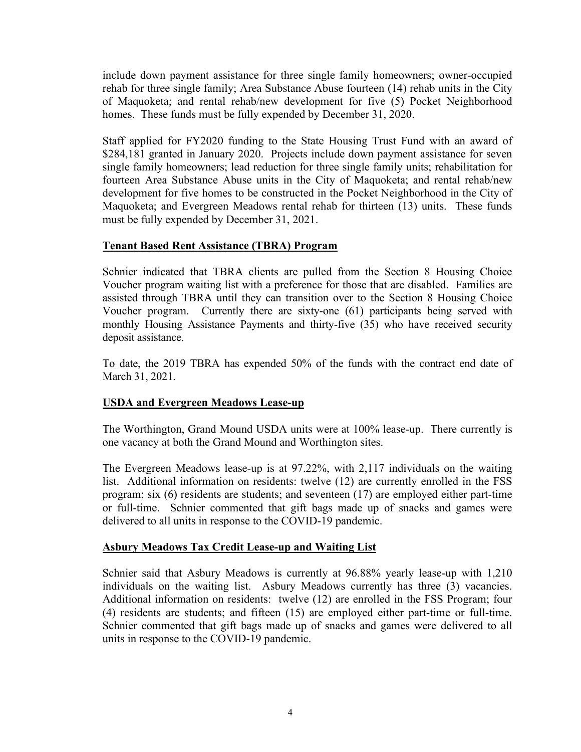include down payment assistance for three single family homeowners; owner-occupied rehab for three single family; Area Substance Abuse fourteen (14) rehab units in the City of Maquoketa; and rental rehab/new development for five (5) Pocket Neighborhood homes. These funds must be fully expended by December 31, 2020.

Staff applied for FY2020 funding to the State Housing Trust Fund with an award of $284,181 granted in January 2020. Projects include down payment assistance for seven single family homeowners; lead reduction for three single family units; rehabilitation for fourteen Area Substance Abuse units in the City of Maquoketa; and rental rehab/new development for five homes to be constructed in the Pocket Neighborhood in the City of Maquoketa; and Evergreen Meadows rental rehab for thirteen (13) units. These funds must be fully expended by December 31, 2021.

**Tenant Based Rent Assistance (TBRA) Program**

Schnier indicated that TBRA clients are pulled from the Section 8 Housing Choice Voucher program waiting list with a preference for those that are disabled. Families are assisted through TBRA until they can transition over to the Section 8 Housing Choice Voucher program. Currently there are sixty-one (61) participants being served with monthly Housing Assistance Payments and thirty-five (35) who have received security deposit assistance.

To date, the 2019 TBRA has expended 50% of the funds with the contract end date of March 31, 2021.

**USDA and Evergreen Meadows Lease-up**

The Worthington, Grand Mound USDA units were at 100% lease-up. There currently is one vacancy at both the Grand Mound and Worthington sites.

The Evergreen Meadows lease-up is at 97.22%, with 2,117 individuals on the waiting list. Additional information on residents: twelve (12) are currently enrolled in the FSS program; six (6) residents are students; and seventeen (17) are employed either part-time or full-time. Schnier commented that gift bags made up of snacks and games were delivered to all units in response to the COVID-19 pandemic.

**Asbury Meadows Tax Credit Lease-up and Waiting List**

Schnier said that Asbury Meadows is currently at 96.88% yearly lease-up with 1,210 individuals on the waiting list. Asbury Meadows currently has three (3) vacancies. Additional information on residents: twelve (12) are enrolled in the FSS Program; four (4) residents are students; and fifteen (15) are employed either part-time or full-time. Schnier commented that gift bags made up of snacks and games were delivered to all units in response to the COVID-19 pandemic.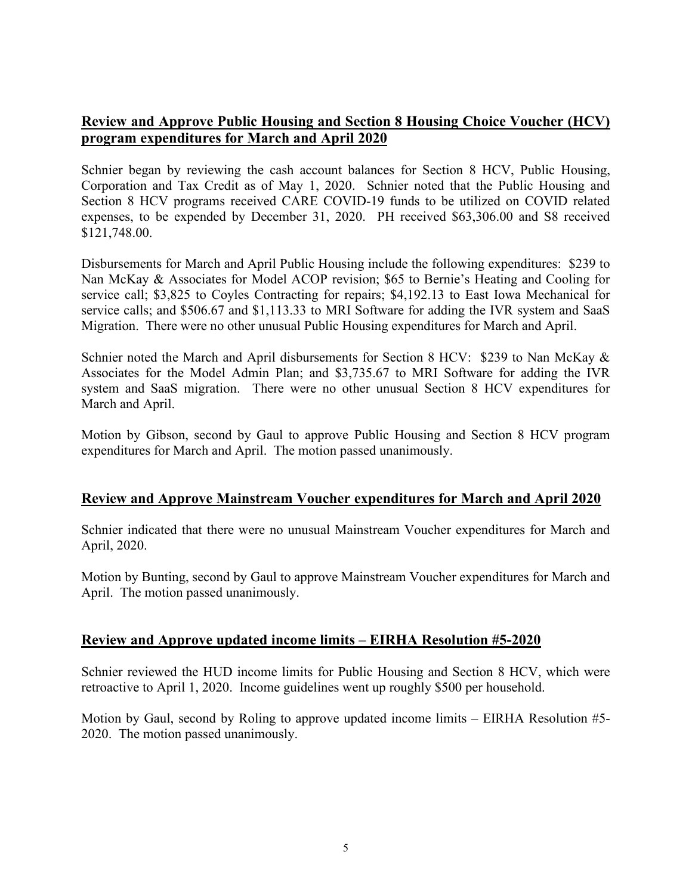## Review and Approve Public Housing and Section 8 Housing Choice Voucher (HCV) program expenditures for March and April 2020

Schnier began by reviewing the cash account balances for Section 8 HCV, Public Housing, Corporation and Tax Credit as of May 1, 2020. Schnier noted that the Public Housing and Section 8 HCV programs received CARE COVID-19 funds to be utilized on COVID related expenses, to be expended by December 31, 2020. PH received $63,306.00 and S8 received $121,748.00.

Disbursements for March and April Public Housing include the following expenditures: $239 to Nan McKay & Associates for Model ACOP revision; $65 to Bernie's Heating and Cooling for service call; $3,825 to Coyles Contracting for repairs; $4,192.13 to East Iowa Mechanical for service calls; and $506.67 and $1,113.33 to MRI Software for adding the IVR system and SaaS Migration. There were no other unusual Public Housing expenditures for March and April.

Schnier noted the March and April disbursements for Section 8 HCV: $239 to Nan McKay & Associates for the Model Admin Plan; and $3,735.67 to MRI Software for adding the IVR system and SaaS migration. There were no other unusual Section 8 HCV expenditures for March and April.

Motion by Gibson, second by Gaul to approve Public Housing and Section 8 HCV program expenditures for March and April. The motion passed unanimously.

## Review and Approve Mainstream Voucher expenditures for March and April 2020

Schnier indicated that there were no unusual Mainstream Voucher expenditures for March and April, 2020.

Motion by Bunting, second by Gaul to approve Mainstream Voucher expenditures for March and April. The motion passed unanimously.

## Review and Approve updated income limits – EIRHA Resolution #5-2020

Schnier reviewed the HUD income limits for Public Housing and Section 8 HCV, which were retroactive to April 1, 2020. Income guidelines went up roughly $500 per household.

Motion by Gaul, second by Roling to approve updated income limits – EIRHA Resolution #5-2020. The motion passed unanimously.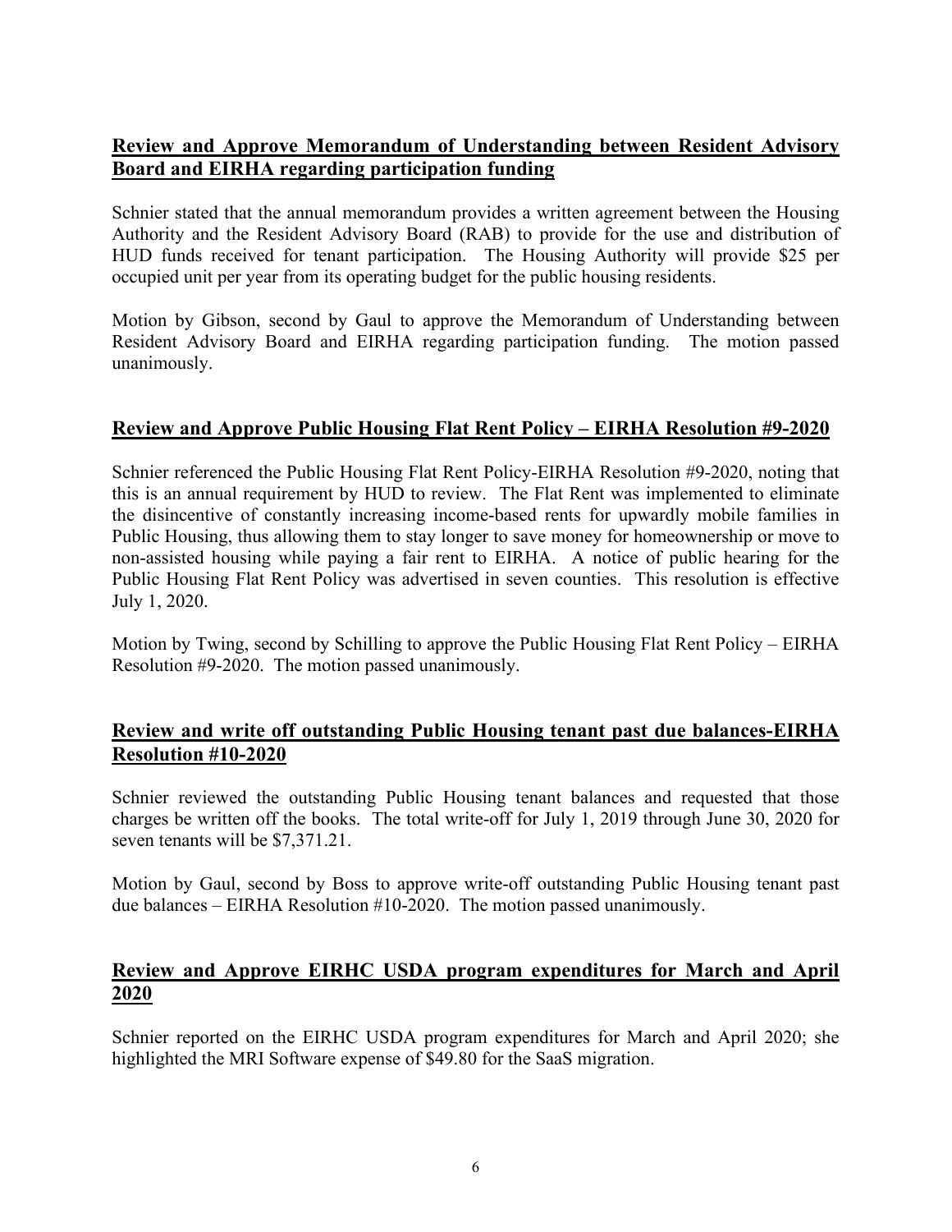**Review and Approve Memorandum of Understanding between Resident Advisory Board and EIRHA regarding participation funding**

Schnier stated that the annual memorandum provides a written agreement between the Housing Authority and the Resident Advisory Board (RAB) to provide for the use and distribution of HUD funds received for tenant participation. The Housing Authority will provide $25 per occupied unit per year from its operating budget for the public housing residents.

Motion by Gibson, second by Gaul to approve the Memorandum of Understanding between Resident Advisory Board and EIRHA regarding participation funding. The motion passed unanimously.

**Review and Approve Public Housing Flat Rent Policy – EIRHA Resolution #9-2020**

Schnier referenced the Public Housing Flat Rent Policy-EIRHA Resolution #9-2020, noting that this is an annual requirement by HUD to review. The Flat Rent was implemented to eliminate the disincentive of constantly increasing income-based rents for upwardly mobile families in Public Housing, thus allowing them to stay longer to save money for homeownership or move to non-assisted housing while paying a fair rent to EIRHA. A notice of public hearing for the Public Housing Flat Rent Policy was advertised in seven counties. This resolution is effective July 1, 2020.

Motion by Twing, second by Schilling to approve the Public Housing Flat Rent Policy – EIRHA Resolution #9-2020. The motion passed unanimously.

**Review and write off outstanding Public Housing tenant past due balances-EIRHA Resolution #10-2020**

Schnier reviewed the outstanding Public Housing tenant balances and requested that those charges be written off the books. The total write-off for July 1, 2019 through June 30, 2020 for seven tenants will be $7,371.21.

Motion by Gaul, second by Boss to approve write-off outstanding Public Housing tenant past due balances – EIRHA Resolution #10-2020. The motion passed unanimously.

**Review and Approve EIRHC USDA program expenditures for March and April 2020**

Schnier reported on the EIRHC USDA program expenditures for March and April 2020; she highlighted the MRI Software expense of $49.80 for the SaaS migration.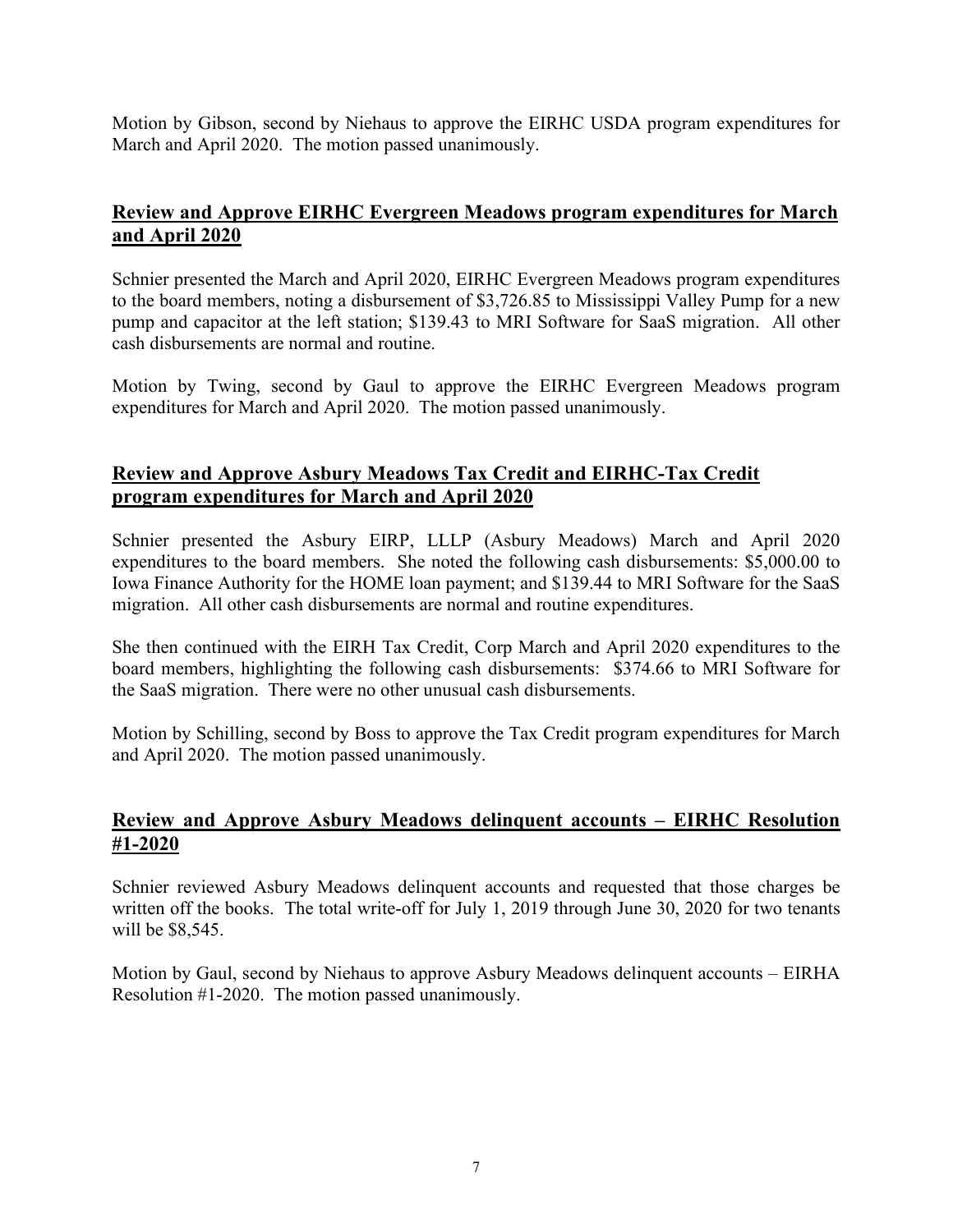Motion by Gibson, second by Niehaus to approve the EIRHC USDA program expenditures for March and April 2020. The motion passed unanimously.

## Review and Approve EIRHC Evergreen Meadows program expenditures for March and April 2020

Schnier presented the March and April 2020, EIRHC Evergreen Meadows program expenditures to the board members, noting a disbursement of $3,726.85 to Mississippi Valley Pump for a new pump and capacitor at the left station; $139.43 to MRI Software for SaaS migration. All other cash disbursements are normal and routine.

Motion by Twing, second by Gaul to approve the EIRHC Evergreen Meadows program expenditures for March and April 2020. The motion passed unanimously.

## Review and Approve Asbury Meadows Tax Credit and EIRHC-Tax Credit program expenditures for March and April 2020

Schnier presented the Asbury EIRP, LLLP (Asbury Meadows) March and April 2020 expenditures to the board members. She noted the following cash disbursements: $5,000.00 to Iowa Finance Authority for the HOME loan payment; and $139.44 to MRI Software for the SaaS migration. All other cash disbursements are normal and routine expenditures.

She then continued with the EIRH Tax Credit, Corp March and April 2020 expenditures to the board members, highlighting the following cash disbursements: $374.66 to MRI Software for the SaaS migration. There were no other unusual cash disbursements.

Motion by Schilling, second by Boss to approve the Tax Credit program expenditures for March and April 2020. The motion passed unanimously.

## Review and Approve Asbury Meadows delinquent accounts – EIRHC Resolution #1-2020

Schnier reviewed Asbury Meadows delinquent accounts and requested that those charges be written off the books. The total write-off for July 1, 2019 through June 30, 2020 for two tenants will be $8,545.

Motion by Gaul, second by Niehaus to approve Asbury Meadows delinquent accounts – EIRHA Resolution #1-2020. The motion passed unanimously.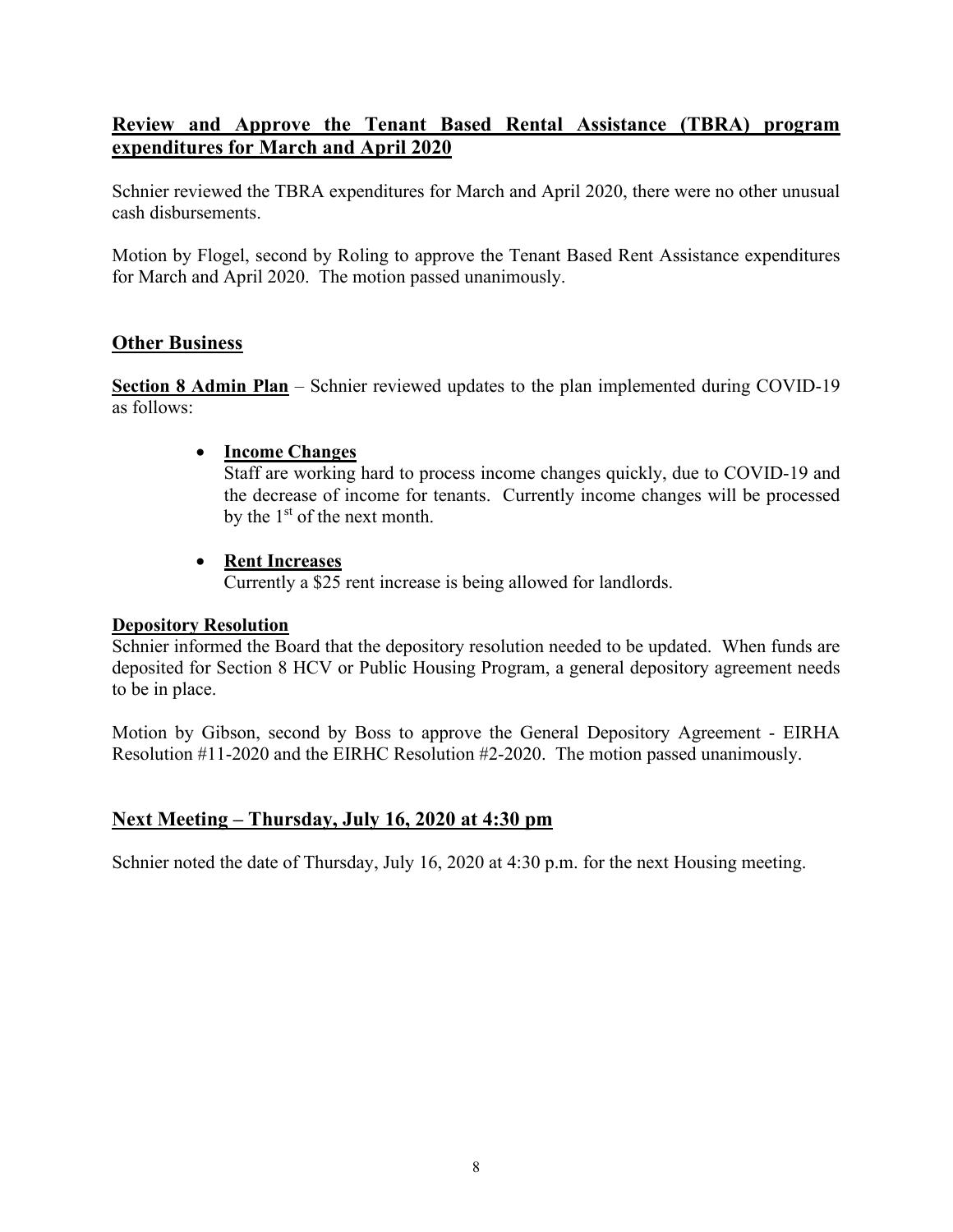## Review and Approve the Tenant Based Rental Assistance (TBRA) program expenditures for March and April 2020

Schnier reviewed the TBRA expenditures for March and April 2020, there were no other unusual cash disbursements.

Motion by Flogel, second by Roling to approve the Tenant Based Rent Assistance expenditures for March and April 2020. The motion passed unanimously.

## Other Business

**Section 8 Admin Plan** – Schnier reviewed updates to the plan implemented during COVID-19 as follows:

- **Income Changes**
  Staff are working hard to process income changes quickly, due to COVID-19 and the decrease of income for tenants. Currently income changes will be processed by the 1st of the next month.

- **Rent Increases**
  Currently a $25 rent increase is being allowed for landlords.

**Depository Resolution**

Schnier informed the Board that the depository resolution needed to be updated. When funds are deposited for Section 8 HCV or Public Housing Program, a general depository agreement needs to be in place.

Motion by Gibson, second by Boss to approve the General Depository Agreement - EIRHA Resolution #11-2020 and the EIRHC Resolution #2-2020. The motion passed unanimously.

## Next Meeting – Thursday, July 16, 2020 at 4:30 pm

Schnier noted the date of Thursday, July 16, 2020 at 4:30 p.m. for the next Housing meeting.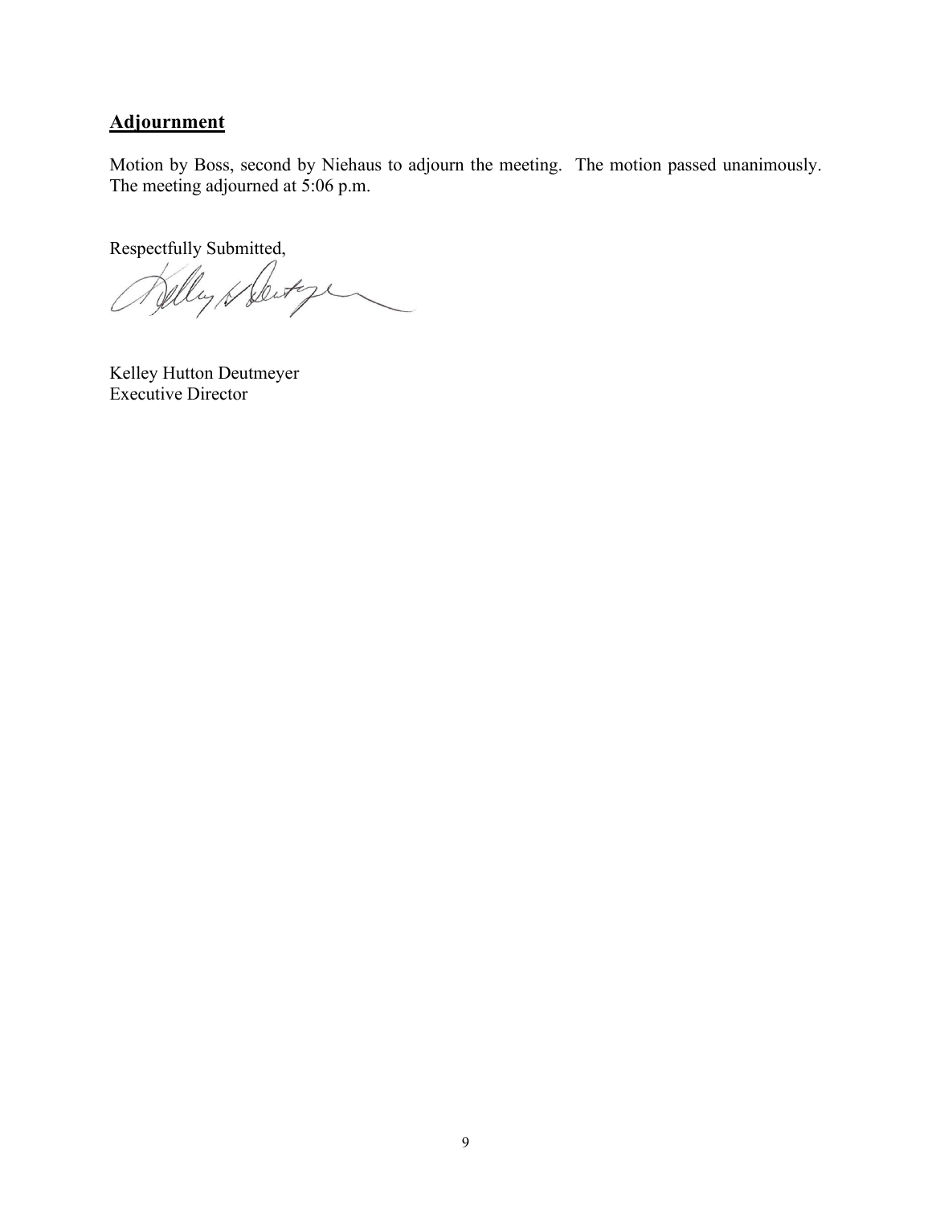## **Adjournment**

Motion by Boss, second by Niehaus to adjourn the meeting. The motion passed unanimously. The meeting adjourned at 5:06 p.m.

Respectfully Submitted,

Kelley Hutton Deutmeyer
Executive Director